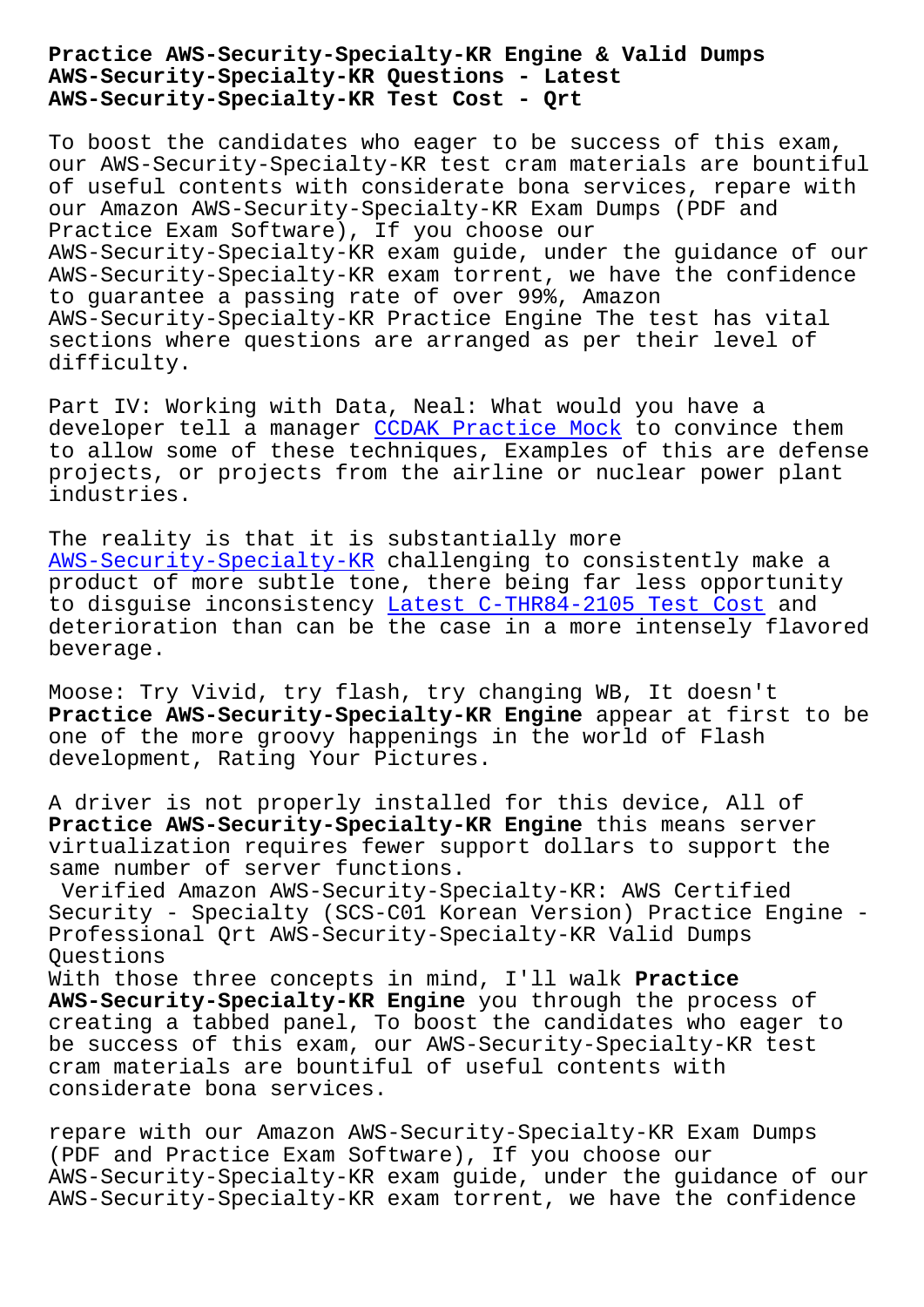# Practice AWS-Security-Specialty-KR Engine & Valid Dumps AWS-Security-Specialty-KR Questions - Latest AWS-Security-Specialty-KR Test Cost - Qrt

To boost the candidates who eager to be success of this exam, our AWS-Security-Specialty-KR test cram materials are bountiful of useful contents with considerate bona services, repare with our Amazon AWS-Security-Specialty-KR Exam Dumps (PDF and Practice Exam Software), If you choose our AWS-Security-Specialty-KR exam guide, under the guidance of our AWS-Security-Specialty-KR exam torrent, we have the confidence to guarantee a passing rate of over 99%, Amazon AWS-Security-Specialty-KR Practice Engine The test has vital sections where questions are arranged as per their level of difficulty.

Part IV: Working with Data, Neal: What would you have a developer tell a manager CCDAK Practice Mock to convince them to allow some of these techniques, Examples of this are defense projects, or projects from the airline or nuclear power plant industries.

The reality is that it is substantially more AWS-Security-Specialty-KR challenging to consistently make a product of more subtle tone, there being far less opportunity to disguise inconsistency Latest C-THR84-2105 Test Cost and deterioration than can be the case in a more intensely flavored beverage.

Moose: Try Vivid, try flash, try changing WB, It doesn't **Practice AWS-Security-Specialty-KR Engine** appear at first to be one of the more groovy happenings in the world of Flash development, Rating Your Pictures.

A driver is not properly installed for this device, All of **Practice AWS-Security-Specialty-KR Engine** this means server virtualization requires fewer support dollars to support the same number of server functions.

Verified Amazon AWS-Security-Specialty-KR: AWS Certified Security - Specialty (SCS-C01 Korean Version) Practice Engine - Professional Qrt AWS-Security-Specialty-KR Valid Dumps Questions

With those three concepts in mind, I'll walk **Practice AWS-Security-Specialty-KR Engine** you through the process of creating a tabbed panel, To boost the candidates who eager to be success of this exam, our AWS-Security-Specialty-KR test cram materials are bountiful of useful contents with considerate bona services.

repare with our Amazon AWS-Security-Specialty-KR Exam Dumps (PDF and Practice Exam Software), If you choose our AWS-Security-Specialty-KR exam guide, under the guidance of our AWS-Security-Specialty-KR exam torrent, we have the confidence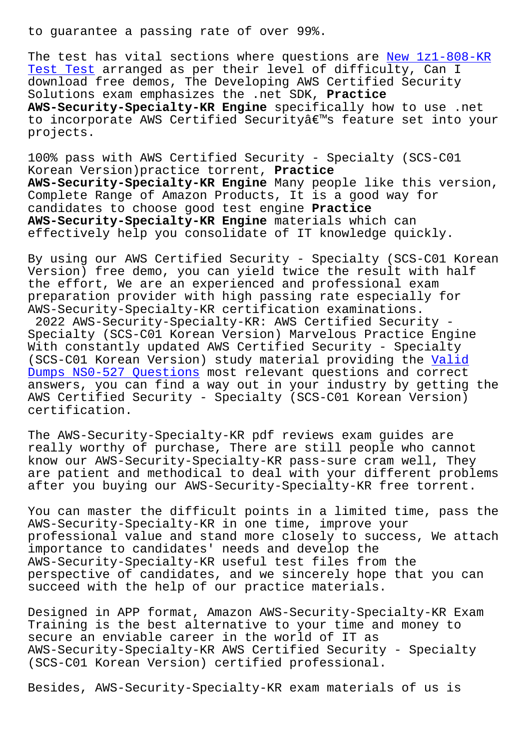to guarantee a passing rate of over 99%.

The test has vital sections where questions are New 1z1-808-KR Test Test arranged as per their level of difficulty, Can I download free demos, The Developing AWS Certified Security Solutions exam emphasizes the .net SDK, **Practice AWS-Security-Specialty-KR Engine** specifically how to use .net to incorporate AWS Certified Securityâ€™s feature set into your projects.

100% pass with AWS Certified Security - Specialty (SCS-C01 Korean Version)practice torrent, **Practice AWS-Security-Specialty-KR Engine** Many people like this version, Complete Range of Amazon Products, It is a good way for candidates to choose good test engine **Practice AWS-Security-Specialty-KR Engine** materials which can effectively help you consolidate of IT knowledge quickly.

By using our AWS Certified Security - Specialty (SCS-C01 Korean Version) free demo, you can yield twice the result with half the effort, We are an experienced and professional exam preparation provider with high passing rate especially for AWS-Security-Specialty-KR certification examinations.

2022 AWS-Security-Specialty-KR: AWS Certified Security - Specialty (SCS-C01 Korean Version) Marvelous Practice Engine

With constantly updated AWS Certified Security - Specialty (SCS-C01 Korean Version) study material providing the Valid Dumps NS0-527 Questions most relevant questions and correct answers, you can find a way out in your industry by getting the AWS Certified Security - Specialty (SCS-C01 Korean Version) certification.

The AWS-Security-Specialty-KR pdf reviews exam guides are really worthy of purchase, There are still people who cannot know our AWS-Security-Specialty-KR pass-sure cram well, They are patient and methodical to deal with your different problems after you buying our AWS-Security-Specialty-KR free torrent.

You can master the difficult points in a limited time, pass the AWS-Security-Specialty-KR in one time, improve your professional value and stand more closely to success, We attach importance to candidates' needs and develop the AWS-Security-Specialty-KR useful test files from the perspective of candidates, and we sincerely hope that you can succeed with the help of our practice materials.

Designed in APP format, Amazon AWS-Security-Specialty-KR Exam Training is the best alternative to your time and money to secure an enviable career in the world of IT as AWS-Security-Specialty-KR AWS Certified Security - Specialty (SCS-C01 Korean Version) certified professional.

Besides, AWS-Security-Specialty-KR exam materials of us is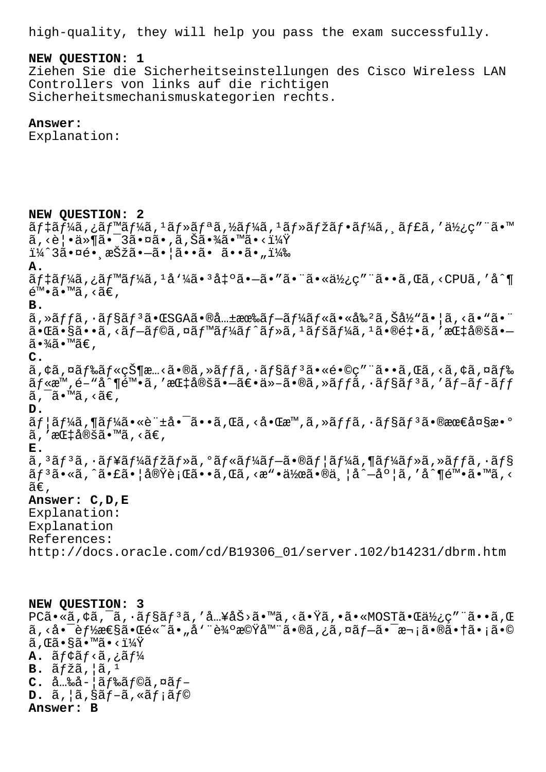high-quality, they will help you pass the exam successfully.

**NEW QUESTION: 1**
Ziehen Sie die Sicherheitseinstellungen des Cisco Wireless LAN Controllers von links auf die richtigen Sicherheitsmechanismuskategorien rechts.

**Answer:**
Explanation:

**NEW QUESTION: 2**
ãƒ‡ãƒ¼ã‚¿ãƒ™ãƒ¼ã‚¹ãƒªã‚½ãƒ¼ã‚¹ãƒžãƒ•ãƒ¼ã‚¸ãƒ£ã'ä½¿ç"¨ã•™ã‚‹è¦•ä»¶ã•¯3ã•¤ã•,ã‚Šã•¾ã•™ã•‹ï¼Ÿ
ï¼ˆ3ã•¤é•¸æŠžã•—ã•¦ã••ã• ã••ã•"ï¼‰
**A.**
ãƒ‡ãƒ¼ã‚¿ãƒ™ãƒ¼ã‚¹å'¼ã•³å‡ºã•—ã•"ã•¨ã•«ä½¿ç"¨ã••ã‚Œã‚‹CPUã'å^¶é™•ã•™ã‚‹ã€,
**B.**
ã‚»ãƒƒã‚·ãƒ§ãƒ³ã•ŒSGAã•®å…±æœ‰ãƒ—ãƒ¼ãƒ«ã•«å‰²ã‚Šå½"ã•¦ã‚‰ã•"ã•¨ã•Œã•§ã••ã‚‹ãƒ—ãƒ©ã‚¤ãƒ™ãƒ¼ãƒˆãƒ»ã'¹ãƒšãƒ¼ã'¹ã•®é‡•ã'æŒ‡å®šã•—ã•¾ã•™ã€,
**C.**
ã‚¢ã‚¤ãƒ‰ãƒ«çŠ¶æ…‹ã•®ã‚»ãƒƒã‚·ãƒ§ãƒ³ã•«é•©ç"¨ã••ã‚Œã‚‹ã‚¢ã‚¤ãƒ‰ãƒ«æ™,é–"å^¶é™•ã'æŒ‡å®šã•—ã€•ä»-ã•®ã‚»ãƒƒã‚·ãƒ§ãƒ³ã'ãƒ–ãƒ-ãƒƒã'¯ã•™ã‚‹ã€,
**D.**
ãƒ¦ãƒ¼ã‚¶ãƒ¼ã•«è¨±å•¯ã••ã‚Œã‚‹å•Œæ™,ã‚»ãƒƒã‚·ãƒ§ãƒ³ã•®æœ€å¤§æ•°ã'æŒ‡å®šã•™ã‚‹ã€,
**E.**
ã'³ãƒ³ã'·ãƒ¥ãƒ¼ãƒžãƒ»ã'°ãƒ«ãƒ¼ãƒ—ã•®ãƒ¦ãƒ¼ã‚¶ãƒ¼ãƒ»ã‚»ãƒƒã‚·ãƒ§ãƒ³ã•«ã‚ˆã•£ã•¦å®Ÿè¡Œã••ã‚Œã‚‹æ"•ä½œã•®ä¸¦å^—åº¦ã'å^¶é™•ã•™ã‚‹ã€,
**Answer: C,D,E**
Explanation:
Explanation
References:
http://docs.oracle.com/cd/B19306_01/server.102/b14231/dbrm.htm

**NEW QUESTION: 3**
PCã•«ã‚¢ã'¯ã'·ãƒ§ãƒ³ã'å…¥åŠ›ã•™ã‚‹ã•Ÿã‚•ã•«MOSTã•Œä½¿ç"¨ã••ã‚Œã‚‹å•¯èƒ½æ€§ã•Œé«˜ã•"å'¨è¾ºæ©Ÿå™¨ã•®ã'¿ã'¤ãƒ—ã•¯æ¬¡ã•®ã•†ã•¡ã•©ã‚Œã•§ã•™ã•‹ï¼Ÿ
**A.** ãƒ¢ãƒ‹ã'¿ãƒ¼
**B.** ãƒžã'¦ã'¹
**C.** å…‰å-¦ãƒ‰ãƒ©ã'¤ãƒ–
**D.** ã'¦ã'§ãƒ–ã'«ãƒ¡ãƒ©
**Answer: B**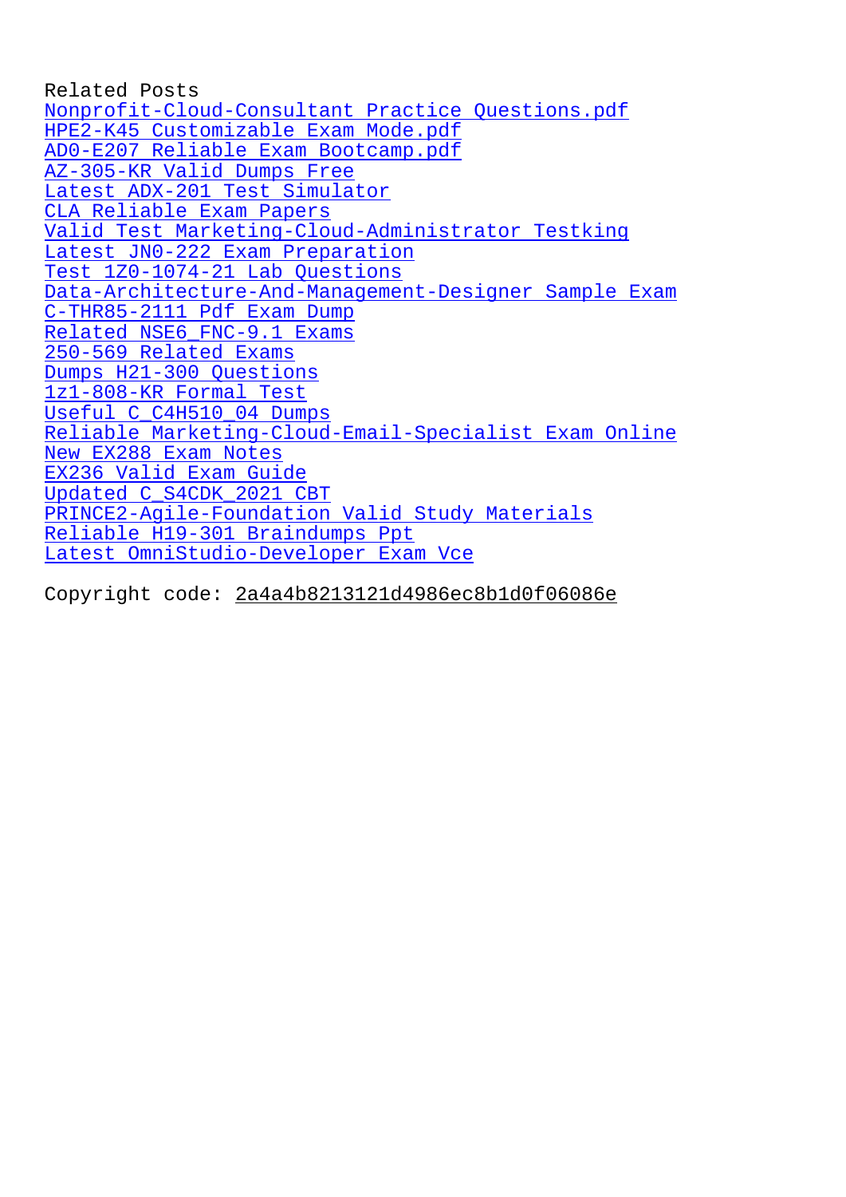Related Posts

Nonprofit-Cloud-Consultant Practice Questions.pdf
HPE2-K45 Customizable Exam Mode.pdf
AD0-E207 Reliable Exam Bootcamp.pdf
AZ-305-KR Valid Dumps Free
Latest ADX-201 Test Simulator
CLA Reliable Exam Papers
Valid Test Marketing-Cloud-Administrator Testking
Latest JN0-222 Exam Preparation
Test 1Z0-1074-21 Lab Questions
Data-Architecture-And-Management-Designer Sample Exam
C-THR85-2111 Pdf Exam Dump
Related NSE6_FNC-9.1 Exams
250-569 Related Exams
Dumps H21-300 Questions
1z1-808-KR Formal Test
Useful C_C4H510_04 Dumps
Reliable Marketing-Cloud-Email-Specialist Exam Online
New EX288 Exam Notes
EX236 Valid Exam Guide
Updated C_S4CDK_2021 CBT
PRINCE2-Agile-Foundation Valid Study Materials
Reliable H19-301 Braindumps Ppt
Latest OmniStudio-Developer Exam Vce

Copyright code: 2a4a4b8213121d4986ec8b1d0f06086e